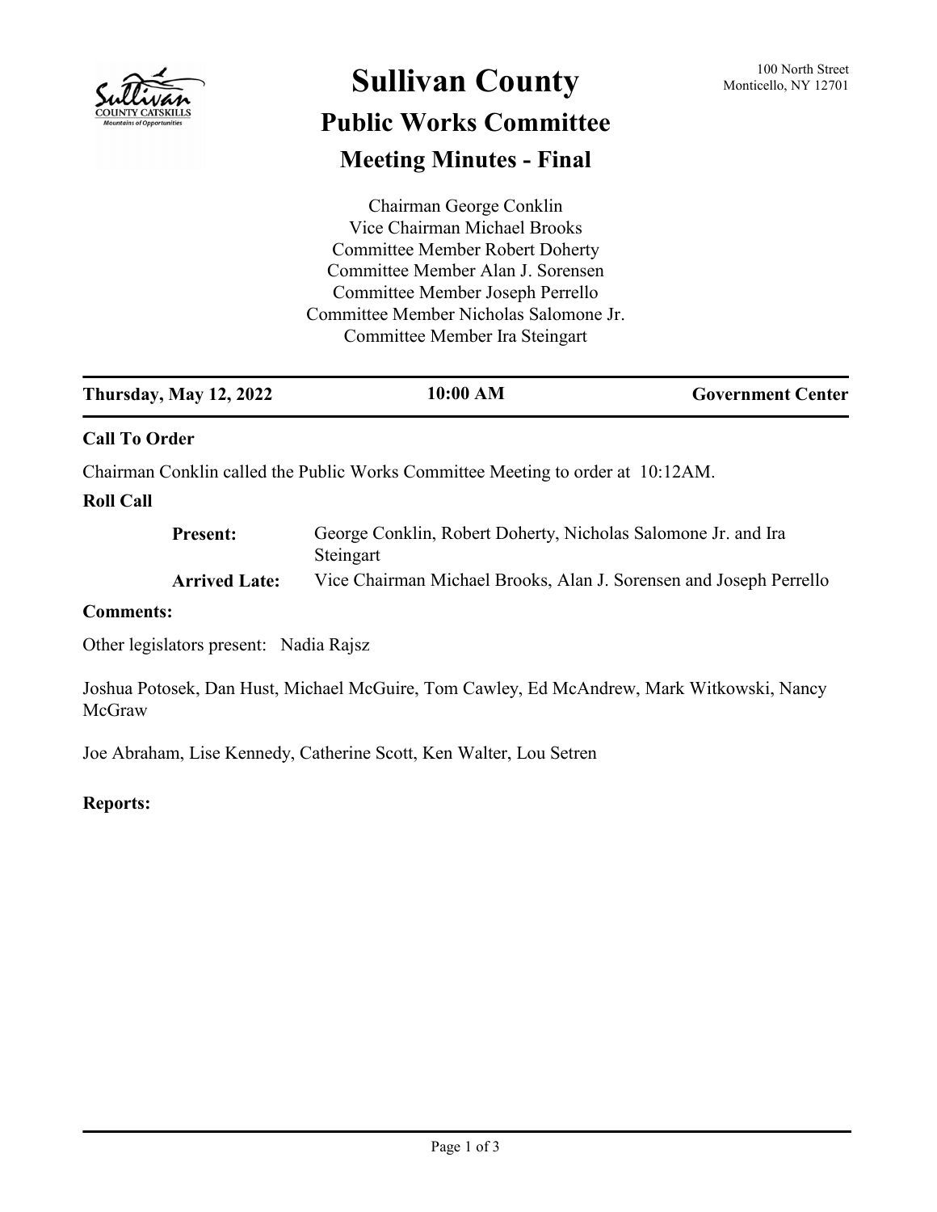# Sullivan County

100 North Street
Monticello, NY 12701

## Public Works Committee

### Meeting Minutes - Final

Chairman George Conklin
Vice Chairman Michael Brooks
Committee Member Robert Doherty
Committee Member Alan J. Sorensen
Committee Member Joseph Perrello
Committee Member Nicholas Salomone Jr.
Committee Member Ira Steingart

| **Thursday, May 12, 2022** | **10:00 AM** | **Government Center** |
|---|---|---|

**Call To Order**

Chairman Conklin called the Public Works Committee Meeting to order at 10:12AM.

**Roll Call**

**Present:** George Conklin, Robert Doherty, Nicholas Salomone Jr. and Ira Steingart

**Arrived Late:** Vice Chairman Michael Brooks, Alan J. Sorensen and Joseph Perrello

**Comments:**

Other legislators present: Nadia Rajsz

Joshua Potosek, Dan Hust, Michael McGuire, Tom Cawley, Ed McAndrew, Mark Witkowski, Nancy McGraw

Joe Abraham, Lise Kennedy, Catherine Scott, Ken Walter, Lou Setren

**Reports:**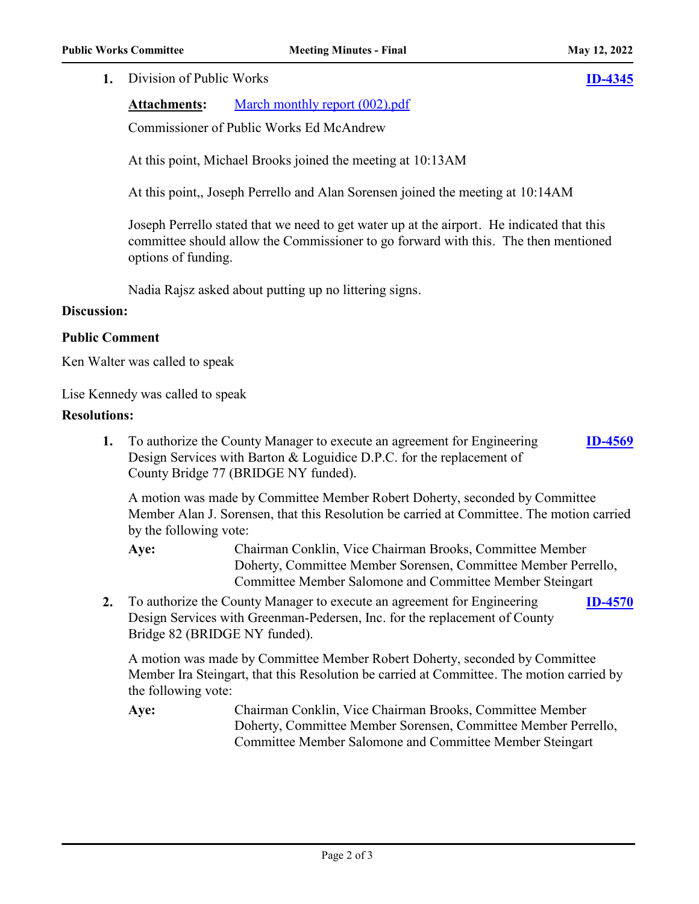1. Division of Public Works **ID-4345**

   **Attachments:** March monthly report (002).pdf

   Commissioner of Public Works Ed McAndrew

   At this point, Michael Brooks joined the meeting at 10:13AM

   At this point,, Joseph Perrello and Alan Sorensen joined the meeting at 10:14AM

   Joseph Perrello stated that we need to get water up at the airport. He indicated that this committee should allow the Commissioner to go forward with this. The then mentioned options of funding.

   Nadia Rajsz asked about putting up no littering signs.

**Discussion:**

**Public Comment**

Ken Walter was called to speak

Lise Kennedy was called to speak

**Resolutions:**

1. To authorize the County Manager to execute an agreement for Engineering Design Services with Barton & Loguidice D.P.C. for the replacement of County Bridge 77 (BRIDGE NY funded). **ID-4569**

   A motion was made by Committee Member Robert Doherty, seconded by Committee Member Alan J. Sorensen, that this Resolution be carried at Committee. The motion carried by the following vote:

   **Aye:** Chairman Conklin, Vice Chairman Brooks, Committee Member Doherty, Committee Member Sorensen, Committee Member Perrello, Committee Member Salomone and Committee Member Steingart

2. To authorize the County Manager to execute an agreement for Engineering Design Services with Greenman-Pedersen, Inc. for the replacement of County Bridge 82 (BRIDGE NY funded). **ID-4570**

   A motion was made by Committee Member Robert Doherty, seconded by Committee Member Ira Steingart, that this Resolution be carried at Committee. The motion carried by the following vote:

   **Aye:** Chairman Conklin, Vice Chairman Brooks, Committee Member Doherty, Committee Member Sorensen, Committee Member Perrello, Committee Member Salomone and Committee Member Steingart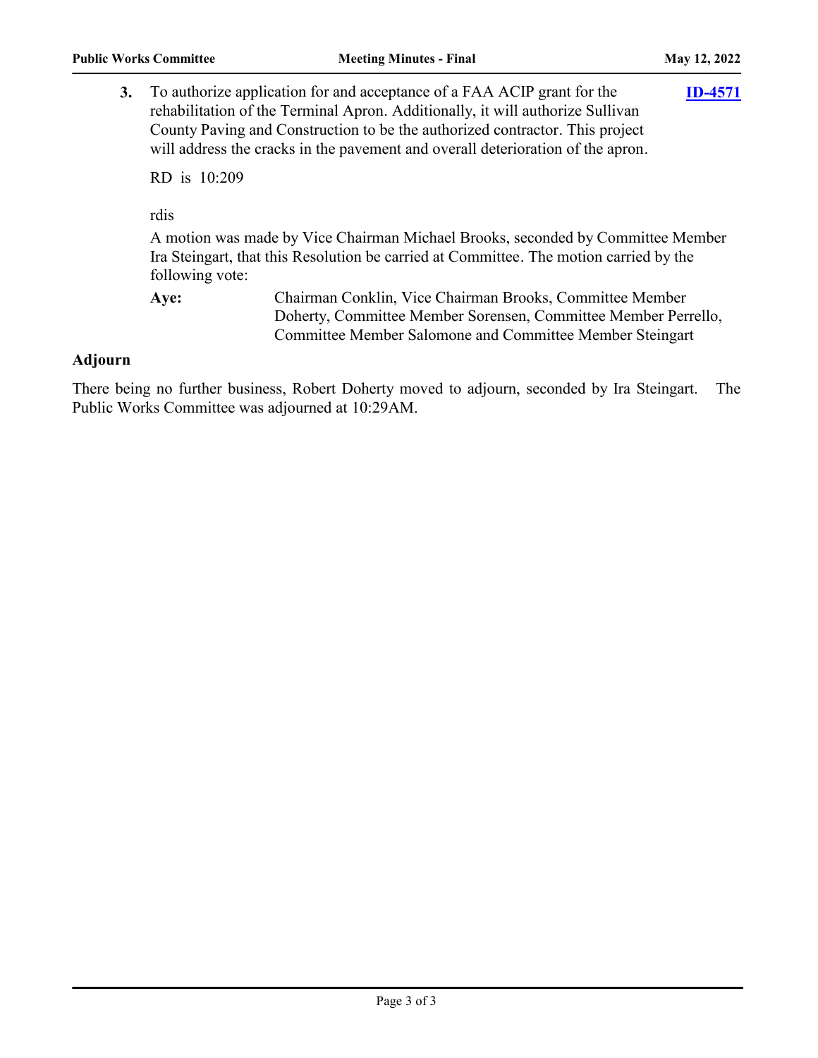**3.** To authorize application for and acceptance of a FAA ACIP grant for the rehabilitation of the Terminal Apron. Additionally, it will authorize Sullivan County Paving and Construction to be the authorized contractor. This project will address the cracks in the pavement and overall deterioration of the apron. **[ID-4571]**

RD is 10:209

rdis

A motion was made by Vice Chairman Michael Brooks, seconded by Committee Member Ira Steingart, that this Resolution be carried at Committee. The motion carried by the following vote:

**Aye:** Chairman Conklin, Vice Chairman Brooks, Committee Member Doherty, Committee Member Sorensen, Committee Member Perrello, Committee Member Salomone and Committee Member Steingart

## Adjourn

There being no further business, Robert Doherty moved to adjourn, seconded by Ira Steingart. The Public Works Committee was adjourned at 10:29AM.